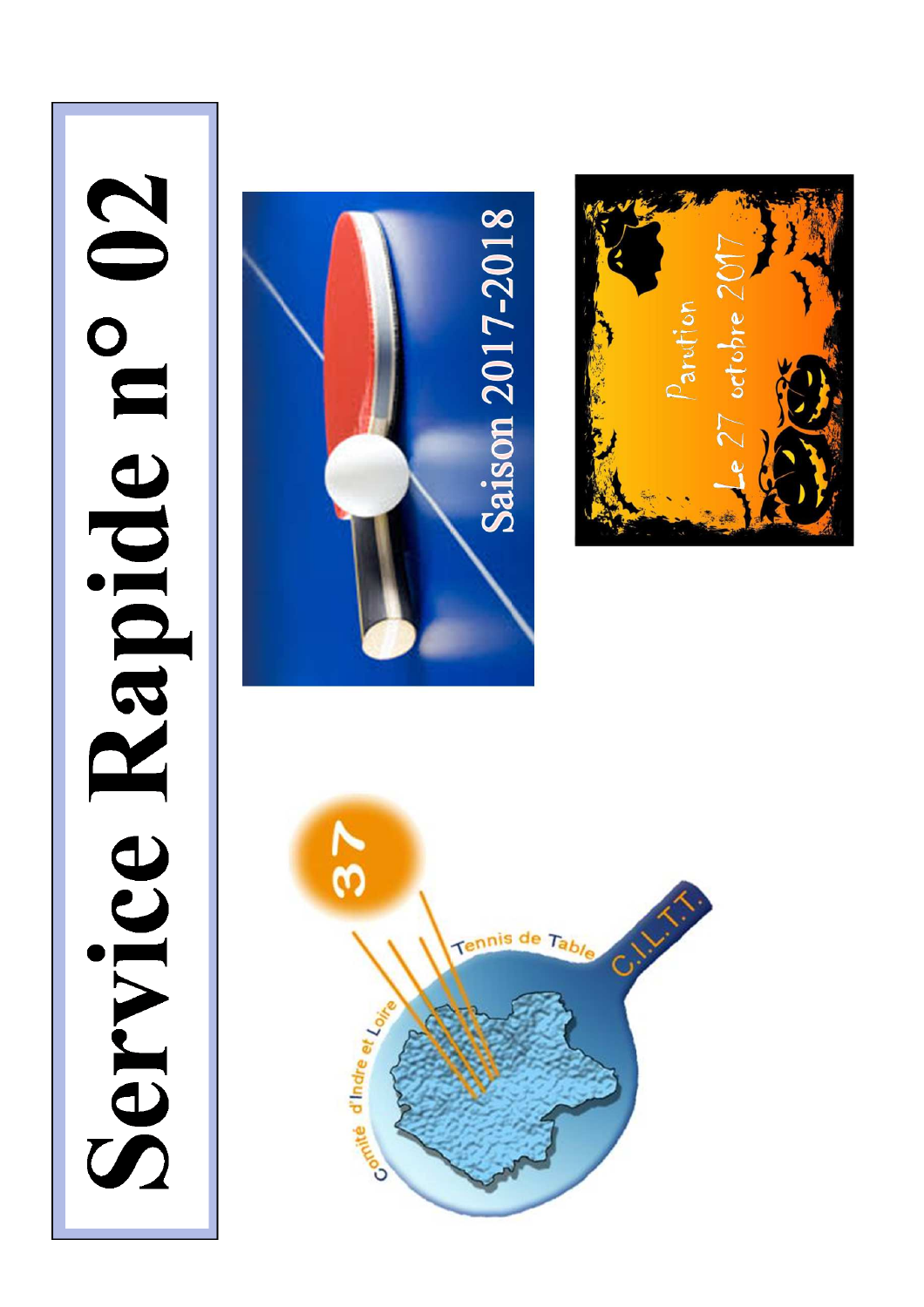# Service Rapide n° 02

Saison 2017-2018

Parution
Le 27 octobre 2017

Comité d'Indre et Loire
Tennis de Table
C.I.L.T.T.
37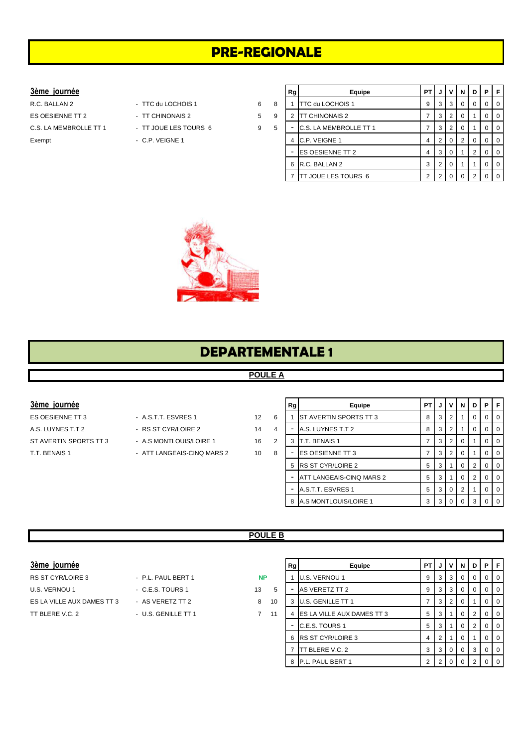# PRE-REGIONALE

### 3ème journée

| | | | |
|---|---|---|---|
| R.C. BALLAN 2 | - TTC du LOCHOIS 1 | 6 | 8 |
| ES OESIENNE TT 2 | - TT CHINONAIS 2 | 5 | 9 |
| C.S. LA MEMBROLLE TT 1 | - TT JOUE LES TOURS 6 | 9 | 5 |
| Exempt | - C.P. VEIGNE 1 | | |

| Rg | Equipe | PT | J | V | N | D | P | F |
|---|---|---|---|---|---|---|---|---|
| 1 | TTC du LOCHOIS 1 | 9 | 3 | 3 | 0 | 0 | 0 | 0 |
| 2 | TT CHINONAIS 2 | 7 | 3 | 2 | 0 | 1 | 0 | 0 |
| - | C.S. LA MEMBROLLE TT 1 | 7 | 3 | 2 | 0 | 1 | 0 | 0 |
| 4 | C.P. VEIGNE 1 | 4 | 2 | 0 | 2 | 0 | 0 | 0 |
| - | ES OESIENNE TT 2 | 4 | 3 | 0 | 1 | 2 | 0 | 0 |
| 6 | R.C. BALLAN 2 | 3 | 2 | 0 | 1 | 1 | 0 | 0 |
| 7 | TT JOUE LES TOURS 6 | 2 | 2 | 0 | 0 | 2 | 0 | 0 |

# DEPARTEMENTALE 1

## POULE A

### 3ème journée

| | | | |
|---|---|---|---|
| ES OESIENNE TT 3 | - A.S.T.T. ESVRES 1 | 12 | 6 |
| A.S. LUYNES T.T 2 | - RS ST CYR/LOIRE 2 | 14 | 4 |
| ST AVERTIN SPORTS TT 3 | - A.S MONTLOUIS/LOIRE 1 | 16 | 2 |
| T.T. BENAIS 1 | - ATT LANGEAIS-CINQ MARS 2 | 10 | 8 |

| Rg | Equipe | PT | J | V | N | D | P | F |
|---|---|---|---|---|---|---|---|---|
| 1 | ST AVERTIN SPORTS TT 3 | 8 | 3 | 2 | 1 | 0 | 0 | 0 |
| - | A.S. LUYNES T.T 2 | 8 | 3 | 2 | 1 | 0 | 0 | 0 |
| 3 | T.T. BENAIS 1 | 7 | 3 | 2 | 0 | 1 | 0 | 0 |
| - | ES OESIENNE TT 3 | 7 | 3 | 2 | 0 | 1 | 0 | 0 |
| 5 | RS ST CYR/LOIRE 2 | 5 | 3 | 1 | 0 | 2 | 0 | 0 |
| - | ATT LANGEAIS-CINQ MARS 2 | 5 | 3 | 1 | 0 | 2 | 0 | 0 |
| - | A.S.T.T. ESVRES 1 | 5 | 3 | 0 | 2 | 1 | 0 | 0 |
| 8 | A.S MONTLOUIS/LOIRE 1 | 3 | 3 | 0 | 0 | 3 | 0 | 0 |

## POULE B

### 3ème journée

| | | | |
|---|---|---|---|
| RS ST CYR/LOIRE 3 | - P.L. PAUL BERT 1 | NP | |
| U.S. VERNOU 1 | - C.E.S. TOURS 1 | 13 | 5 |
| ES LA VILLE AUX DAMES TT 3 | - AS VERETZ TT 2 | 8 | 10 |
| TT BLERE V.C. 2 | - U.S. GENILLE TT 1 | 7 | 11 |

| Rg | Equipe | PT | J | V | N | D | P | F |
|---|---|---|---|---|---|---|---|---|
| 1 | U.S. VERNOU 1 | 9 | 3 | 3 | 0 | 0 | 0 | 0 |
| - | AS VERETZ TT 2 | 9 | 3 | 3 | 0 | 0 | 0 | 0 |
| 3 | U.S. GENILLE TT 1 | 7 | 3 | 2 | 0 | 1 | 0 | 0 |
| 4 | ES LA VILLE AUX DAMES TT 3 | 5 | 3 | 1 | 0 | 2 | 0 | 0 |
| - | C.E.S. TOURS 1 | 5 | 3 | 1 | 0 | 2 | 0 | 0 |
| 6 | RS ST CYR/LOIRE 3 | 4 | 2 | 1 | 0 | 1 | 0 | 0 |
| 7 | TT BLERE V.C. 2 | 3 | 3 | 0 | 0 | 3 | 0 | 0 |
| 8 | P.L. PAUL BERT 1 | 2 | 2 | 0 | 0 | 2 | 0 | 0 |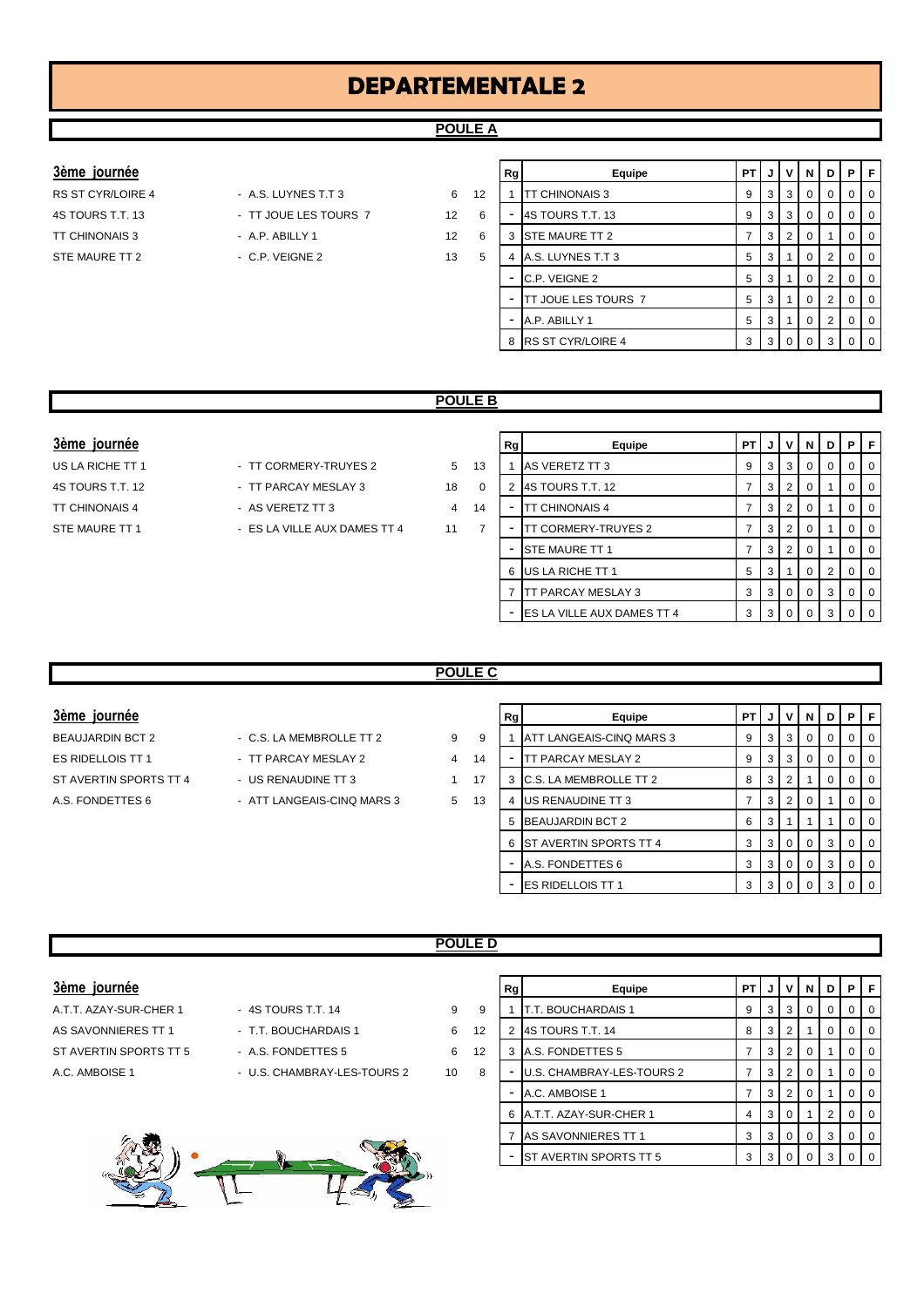# DEPARTEMENTALE 2

## POULE A

### 3ème journée

| | | | |
|---|---|---|---|
| RS ST CYR/LOIRE 4 | - A.S. LUYNES T.T 3 | 6 | 12 |
| 4S TOURS T.T. 13 | - TT JOUE LES TOURS 7 | 12 | 6 |
| TT CHINONAIS 3 | - A.P. ABILLY 1 | 12 | 6 |
| STE MAURE TT 2 | - C.P. VEIGNE 2 | 13 | 5 |

| Rg | Equipe | PT | J | V | N | D | P | F |
|---|---|---|---|---|---|---|---|---|
| 1 | TT CHINONAIS 3 | 9 | 3 | 3 | 0 | 0 | 0 | 0 |
| - | 4S TOURS T.T. 13 | 9 | 3 | 3 | 0 | 0 | 0 | 0 |
| 3 | STE MAURE TT 2 | 7 | 3 | 2 | 0 | 1 | 0 | 0 |
| 4 | A.S. LUYNES T.T 3 | 5 | 3 | 1 | 0 | 2 | 0 | 0 |
| - | C.P. VEIGNE 2 | 5 | 3 | 1 | 0 | 2 | 0 | 0 |
| - | TT JOUE LES TOURS 7 | 5 | 3 | 1 | 0 | 2 | 0 | 0 |
| - | A.P. ABILLY 1 | 5 | 3 | 1 | 0 | 2 | 0 | 0 |
| 8 | RS ST CYR/LOIRE 4 | 3 | 3 | 0 | 0 | 3 | 0 | 0 |

## POULE B

### 3ème journée

| | | | |
|---|---|---|---|
| US LA RICHE TT 1 | - TT CORMERY-TRUYES 2 | 5 | 13 |
| 4S TOURS T.T. 12 | - TT PARCAY MESLAY 3 | 18 | 0 |
| TT CHINONAIS 4 | - AS VERETZ TT 3 | 4 | 14 |
| STE MAURE TT 1 | - ES LA VILLE AUX DAMES TT 4 | 11 | 7 |

| Rg | Equipe | PT | J | V | N | D | P | F |
|---|---|---|---|---|---|---|---|---|
| 1 | AS VERETZ TT 3 | 9 | 3 | 3 | 0 | 0 | 0 | 0 |
| 2 | 4S TOURS T.T. 12 | 7 | 3 | 2 | 0 | 1 | 0 | 0 |
| - | TT CHINONAIS 4 | 7 | 3 | 2 | 0 | 1 | 0 | 0 |
| - | TT CORMERY-TRUYES 2 | 7 | 3 | 2 | 0 | 1 | 0 | 0 |
| - | STE MAURE TT 1 | 7 | 3 | 2 | 0 | 1 | 0 | 0 |
| 6 | US LA RICHE TT 1 | 5 | 3 | 1 | 0 | 2 | 0 | 0 |
| 7 | TT PARCAY MESLAY 3 | 3 | 3 | 0 | 0 | 3 | 0 | 0 |
| - | ES LA VILLE AUX DAMES TT 4 | 3 | 3 | 0 | 0 | 3 | 0 | 0 |

## POULE C

### 3ème journée

| | | | |
|---|---|---|---|
| BEAUJARDIN BCT 2 | - C.S. LA MEMBROLLE TT 2 | 9 | 9 |
| ES RIDELLOIS TT 1 | - TT PARCAY MESLAY 2 | 4 | 14 |
| ST AVERTIN SPORTS TT 4 | - US RENAUDINE TT 3 | 1 | 17 |
| A.S. FONDETTES 6 | - ATT LANGEAIS-CINQ MARS 3 | 5 | 13 |

| Rg | Equipe | PT | J | V | N | D | P | F |
|---|---|---|---|---|---|---|---|---|
| 1 | ATT LANGEAIS-CINQ MARS 3 | 9 | 3 | 3 | 0 | 0 | 0 | 0 |
| - | TT PARCAY MESLAY 2 | 9 | 3 | 3 | 0 | 0 | 0 | 0 |
| 3 | C.S. LA MEMBROLLE TT 2 | 8 | 3 | 2 | 1 | 0 | 0 | 0 |
| 4 | US RENAUDINE TT 3 | 7 | 3 | 2 | 0 | 1 | 0 | 0 |
| 5 | BEAUJARDIN BCT 2 | 6 | 3 | 1 | 1 | 1 | 0 | 0 |
| 6 | ST AVERTIN SPORTS TT 4 | 3 | 3 | 0 | 0 | 3 | 0 | 0 |
| - | A.S. FONDETTES 6 | 3 | 3 | 0 | 0 | 3 | 0 | 0 |
| - | ES RIDELLOIS TT 1 | 3 | 3 | 0 | 0 | 3 | 0 | 0 |

## POULE D

### 3ème journée

| | | | |
|---|---|---|---|
| A.T.T. AZAY-SUR-CHER 1 | - 4S TOURS T.T. 14 | 9 | 9 |
| AS SAVONNIERES TT 1 | - T.T. BOUCHARDAIS 1 | 6 | 12 |
| ST AVERTIN SPORTS TT 5 | - A.S. FONDETTES 5 | 6 | 12 |
| A.C. AMBOISE 1 | - U.S. CHAMBRAY-LES-TOURS 2 | 10 | 8 |

| Rg | Equipe | PT | J | V | N | D | P | F |
|---|---|---|---|---|---|---|---|---|
| 1 | T.T. BOUCHARDAIS 1 | 9 | 3 | 3 | 0 | 0 | 0 | 0 |
| 2 | 4S TOURS T.T. 14 | 8 | 3 | 2 | 1 | 0 | 0 | 0 |
| 3 | A.S. FONDETTES 5 | 7 | 3 | 2 | 0 | 1 | 0 | 0 |
| - | U.S. CHAMBRAY-LES-TOURS 2 | 7 | 3 | 2 | 0 | 1 | 0 | 0 |
| - | A.C. AMBOISE 1 | 7 | 3 | 2 | 0 | 1 | 0 | 0 |
| 6 | A.T.T. AZAY-SUR-CHER 1 | 4 | 3 | 0 | 1 | 2 | 0 | 0 |
| 7 | AS SAVONNIERES TT 1 | 3 | 3 | 0 | 0 | 3 | 0 | 0 |
| - | ST AVERTIN SPORTS TT 5 | 3 | 3 | 0 | 0 | 3 | 0 | 0 |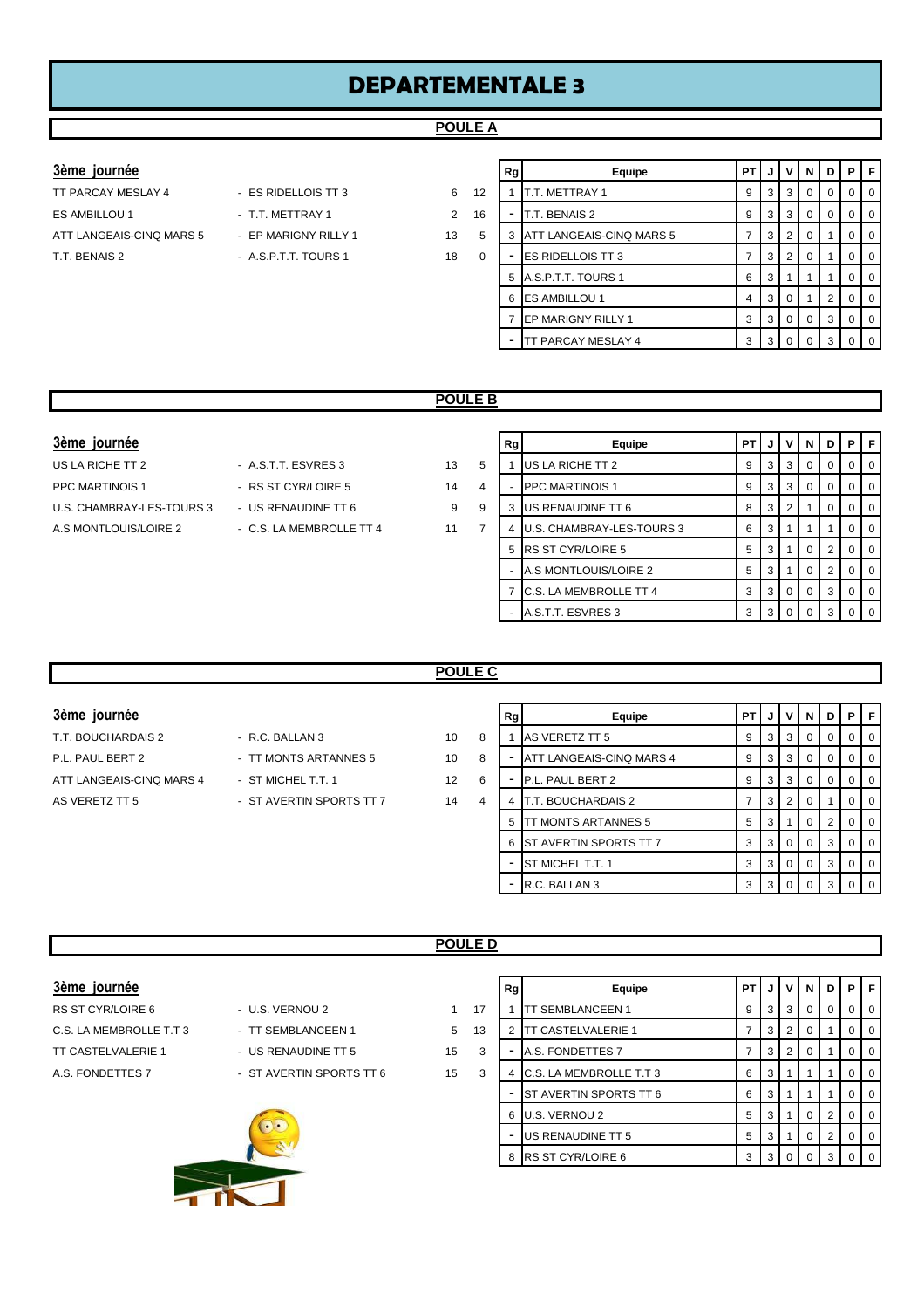# DEPARTEMENTALE 3

## POULE A

### 3ème journée

| | | | |
|---|---|---|---|
| TT PARCAY MESLAY 4 | - ES RIDELLOIS TT 3 | 6 | 12 |
| ES AMBILLOU 1 | - T.T. METTRAY 1 | 2 | 16 |
| ATT LANGEAIS-CINQ MARS 5 | - EP MARIGNY RILLY 1 | 13 | 5 |
| T.T. BENAIS 2 | - A.S.P.T.T. TOURS 1 | 18 | 0 |

| Rg | Equipe | PT | J | V | N | D | P | F |
|---|---|---|---|---|---|---|---|---|
| 1 | T.T. METTRAY 1 | 9 | 3 | 3 | 0 | 0 | 0 | 0 |
| - | T.T. BENAIS 2 | 9 | 3 | 3 | 0 | 0 | 0 | 0 |
| 3 | ATT LANGEAIS-CINQ MARS 5 | 7 | 3 | 2 | 0 | 1 | 0 | 0 |
| - | ES RIDELLOIS TT 3 | 7 | 3 | 2 | 0 | 1 | 0 | 0 |
| 5 | A.S.P.T.T. TOURS 1 | 6 | 3 | 1 | 1 | 1 | 0 | 0 |
| 6 | ES AMBILLOU 1 | 4 | 3 | 0 | 1 | 2 | 0 | 0 |
| 7 | EP MARIGNY RILLY 1 | 3 | 3 | 0 | 0 | 3 | 0 | 0 |
| - | TT PARCAY MESLAY 4 | 3 | 3 | 0 | 0 | 3 | 0 | 0 |

## POULE B

### 3ème journée

| | | | |
|---|---|---|---|
| US LA RICHE TT 2 | - A.S.T.T. ESVRES 3 | 13 | 5 |
| PPC MARTINOIS 1 | - RS ST CYR/LOIRE 5 | 14 | 4 |
| U.S. CHAMBRAY-LES-TOURS 3 | - US RENAUDINE TT 6 | 9 | 9 |
| A.S MONTLOUIS/LOIRE 2 | - C.S. LA MEMBROLLE TT 4 | 11 | 7 |

| Rg | Equipe | PT | J | V | N | D | P | F |
|---|---|---|---|---|---|---|---|---|
| 1 | US LA RICHE TT 2 | 9 | 3 | 3 | 0 | 0 | 0 | 0 |
| - | PPC MARTINOIS 1 | 9 | 3 | 3 | 0 | 0 | 0 | 0 |
| 3 | US RENAUDINE TT 6 | 8 | 3 | 2 | 1 | 0 | 0 | 0 |
| 4 | U.S. CHAMBRAY-LES-TOURS 3 | 6 | 3 | 1 | 1 | 1 | 0 | 0 |
| 5 | RS ST CYR/LOIRE 5 | 5 | 3 | 1 | 0 | 2 | 0 | 0 |
| - | A.S MONTLOUIS/LOIRE 2 | 5 | 3 | 1 | 0 | 2 | 0 | 0 |
| 7 | C.S. LA MEMBROLLE TT 4 | 3 | 3 | 0 | 0 | 3 | 0 | 0 |
| - | A.S.T.T. ESVRES 3 | 3 | 3 | 0 | 0 | 3 | 0 | 0 |

## POULE C

### 3ème journée

| | | | |
|---|---|---|---|
| T.T. BOUCHARDAIS 2 | - R.C. BALLAN 3 | 10 | 8 |
| P.L. PAUL BERT 2 | - TT MONTS ARTANNES 5 | 10 | 8 |
| ATT LANGEAIS-CINQ MARS 4 | - ST MICHEL T.T. 1 | 12 | 6 |
| AS VERETZ TT 5 | - ST AVERTIN SPORTS TT 7 | 14 | 4 |

| Rg | Equipe | PT | J | V | N | D | P | F |
|---|---|---|---|---|---|---|---|---|
| 1 | AS VERETZ TT 5 | 9 | 3 | 3 | 0 | 0 | 0 | 0 |
| - | ATT LANGEAIS-CINQ MARS 4 | 9 | 3 | 3 | 0 | 0 | 0 | 0 |
| - | P.L. PAUL BERT 2 | 9 | 3 | 3 | 0 | 0 | 0 | 0 |
| 4 | T.T. BOUCHARDAIS 2 | 7 | 3 | 2 | 0 | 1 | 0 | 0 |
| 5 | TT MONTS ARTANNES 5 | 5 | 3 | 1 | 0 | 2 | 0 | 0 |
| 6 | ST AVERTIN SPORTS TT 7 | 3 | 3 | 0 | 0 | 3 | 0 | 0 |
| - | ST MICHEL T.T. 1 | 3 | 3 | 0 | 0 | 3 | 0 | 0 |
| - | R.C. BALLAN 3 | 3 | 3 | 0 | 0 | 3 | 0 | 0 |

## POULE D

### 3ème journée

| | | | |
|---|---|---|---|
| RS ST CYR/LOIRE 6 | - U.S. VERNOU 2 | 1 | 17 |
| C.S. LA MEMBROLLE T.T 3 | - TT SEMBLANCEEN 1 | 5 | 13 |
| TT CASTELVALERIE 1 | - US RENAUDINE TT 5 | 15 | 3 |
| A.S. FONDETTES 7 | - ST AVERTIN SPORTS TT 6 | 15 | 3 |

| Rg | Equipe | PT | J | V | N | D | P | F |
|---|---|---|---|---|---|---|---|---|
| 1 | TT SEMBLANCEEN 1 | 9 | 3 | 3 | 0 | 0 | 0 | 0 |
| 2 | TT CASTELVALERIE 1 | 7 | 3 | 2 | 0 | 1 | 0 | 0 |
| - | A.S. FONDETTES 7 | 7 | 3 | 2 | 0 | 1 | 0 | 0 |
| 4 | C.S. LA MEMBROLLE T.T 3 | 6 | 3 | 1 | 1 | 1 | 0 | 0 |
| - | ST AVERTIN SPORTS TT 6 | 6 | 3 | 1 | 1 | 1 | 0 | 0 |
| 6 | U.S. VERNOU 2 | 5 | 3 | 1 | 0 | 2 | 0 | 0 |
| - | US RENAUDINE TT 5 | 5 | 3 | 1 | 0 | 2 | 0 | 0 |
| 8 | RS ST CYR/LOIRE 6 | 3 | 3 | 0 | 0 | 3 | 0 | 0 |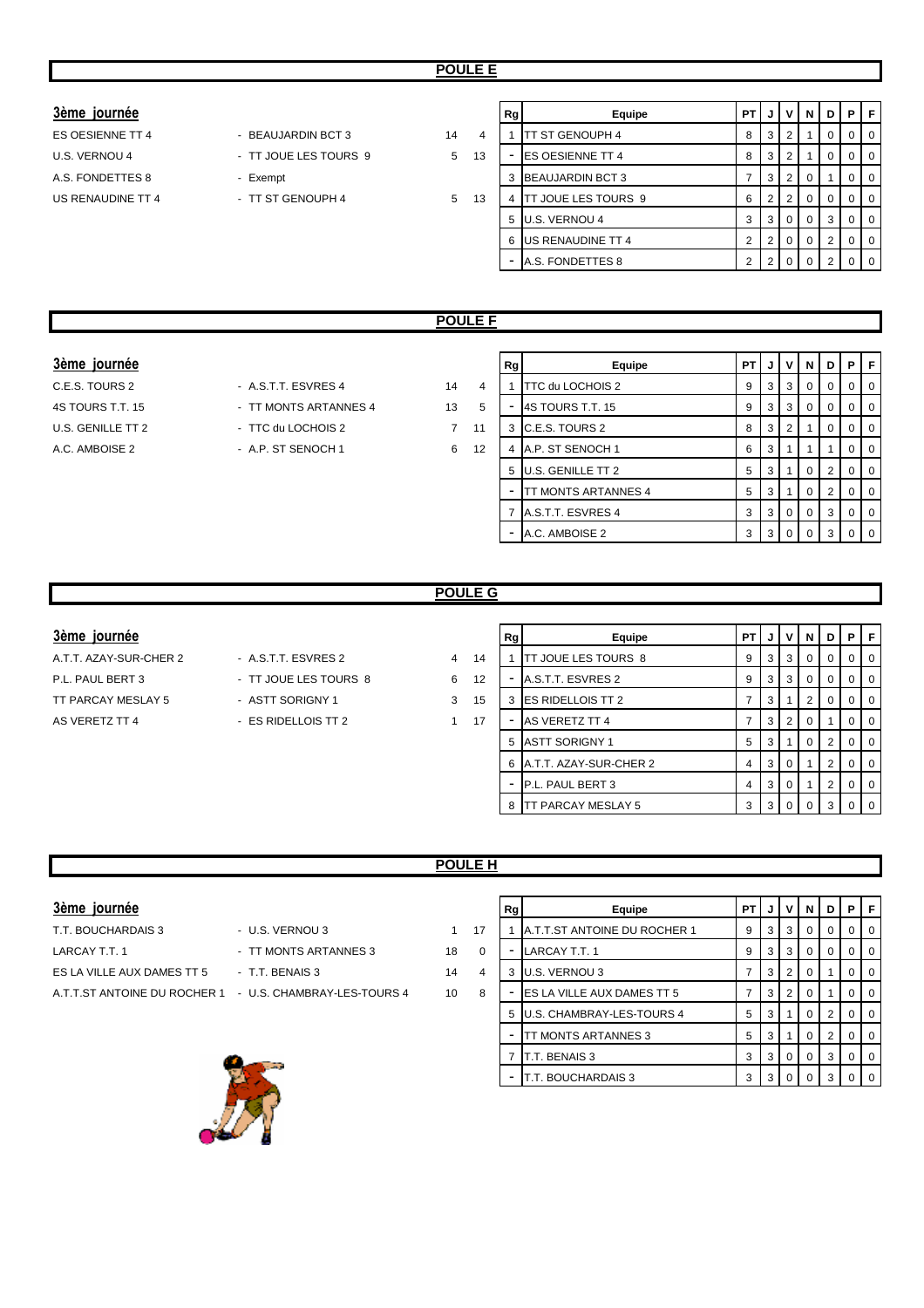## POULE E

### 3ème journée

| | | | |
|---|---|---|---|
| ES OESIENNE TT 4 | - BEAUJARDIN BCT 3 | 14 | 4 |
| U.S. VERNOU 4 | - TT JOUE LES TOURS 9 | 5 | 13 |
| A.S. FONDETTES 8 | - Exempt | | |
| US RENAUDINE TT 4 | - TT ST GENOUPH 4 | 5 | 13 |

| Rg | Equipe | PT | J | V | N | D | P | F |
|---|---|---|---|---|---|---|---|---|
| 1 | TT ST GENOUPH 4 | 8 | 3 | 2 | 1 | 0 | 0 | 0 |
| - | ES OESIENNE TT 4 | 8 | 3 | 2 | 1 | 0 | 0 | 0 |
| 3 | BEAUJARDIN BCT 3 | 7 | 3 | 2 | 0 | 1 | 0 | 0 |
| 4 | TT JOUE LES TOURS 9 | 6 | 2 | 2 | 0 | 0 | 0 | 0 |
| 5 | U.S. VERNOU 4 | 3 | 3 | 0 | 0 | 3 | 0 | 0 |
| 6 | US RENAUDINE TT 4 | 2 | 2 | 0 | 0 | 2 | 0 | 0 |
| - | A.S. FONDETTES 8 | 2 | 2 | 0 | 0 | 2 | 0 | 0 |

## POULE F

### 3ème journée

| | | | |
|---|---|---|---|
| C.E.S. TOURS 2 | - A.S.T.T. ESVRES 4 | 14 | 4 |
| 4S TOURS T.T. 15 | - TT MONTS ARTANNES 4 | 13 | 5 |
| U.S. GENILLE TT 2 | - TTC du LOCHOIS 2 | 7 | 11 |
| A.C. AMBOISE 2 | - A.P. ST SENOCH 1 | 6 | 12 |

| Rg | Equipe | PT | J | V | N | D | P | F |
|---|---|---|---|---|---|---|---|---|
| 1 | TTC du LOCHOIS 2 | 9 | 3 | 3 | 0 | 0 | 0 | 0 |
| - | 4S TOURS T.T. 15 | 9 | 3 | 3 | 0 | 0 | 0 | 0 |
| 3 | C.E.S. TOURS 2 | 8 | 3 | 2 | 1 | 0 | 0 | 0 |
| 4 | A.P. ST SENOCH 1 | 6 | 3 | 1 | 1 | 1 | 0 | 0 |
| 5 | U.S. GENILLE TT 2 | 5 | 3 | 1 | 0 | 2 | 0 | 0 |
| - | TT MONTS ARTANNES 4 | 5 | 3 | 1 | 0 | 2 | 0 | 0 |
| 7 | A.S.T.T. ESVRES 4 | 3 | 3 | 0 | 0 | 3 | 0 | 0 |
| - | A.C. AMBOISE 2 | 3 | 3 | 0 | 0 | 3 | 0 | 0 |

## POULE G

### 3ème journée

| | | | |
|---|---|---|---|
| A.T.T. AZAY-SUR-CHER 2 | - A.S.T.T. ESVRES 2 | 4 | 14 |
| P.L. PAUL BERT 3 | - TT JOUE LES TOURS 8 | 6 | 12 |
| TT PARCAY MESLAY 5 | - ASTT SORIGNY 1 | 3 | 15 |
| AS VERETZ TT 4 | - ES RIDELLOIS TT 2 | 1 | 17 |

| Rg | Equipe | PT | J | V | N | D | P | F |
|---|---|---|---|---|---|---|---|---|
| 1 | TT JOUE LES TOURS 8 | 9 | 3 | 3 | 0 | 0 | 0 | 0 |
| - | A.S.T.T. ESVRES 2 | 9 | 3 | 3 | 0 | 0 | 0 | 0 |
| 3 | ES RIDELLOIS TT 2 | 7 | 3 | 1 | 2 | 0 | 0 | 0 |
| - | AS VERETZ TT 4 | 7 | 3 | 2 | 0 | 1 | 0 | 0 |
| 5 | ASTT SORIGNY 1 | 5 | 3 | 1 | 0 | 2 | 0 | 0 |
| 6 | A.T.T. AZAY-SUR-CHER 2 | 4 | 3 | 0 | 1 | 2 | 0 | 0 |
| - | P.L. PAUL BERT 3 | 4 | 3 | 0 | 1 | 2 | 0 | 0 |
| 8 | TT PARCAY MESLAY 5 | 3 | 3 | 0 | 0 | 3 | 0 | 0 |

## POULE H

### 3ème journée

| | | | |
|---|---|---|---|
| T.T. BOUCHARDAIS 3 | - U.S. VERNOU 3 | 1 | 17 |
| LARCAY T.T. 1 | - TT MONTS ARTANNES 3 | 18 | 0 |
| ES LA VILLE AUX DAMES TT 5 | - T.T. BENAIS 3 | 14 | 4 |
| A.T.T.ST ANTOINE DU ROCHER 1 | - U.S. CHAMBRAY-LES-TOURS 4 | 10 | 8 |

| Rg | Equipe | PT | J | V | N | D | P | F |
|---|---|---|---|---|---|---|---|---|
| 1 | A.T.T.ST ANTOINE DU ROCHER 1 | 9 | 3 | 3 | 0 | 0 | 0 | 0 |
| - | LARCAY T.T. 1 | 9 | 3 | 3 | 0 | 0 | 0 | 0 |
| 3 | U.S. VERNOU 3 | 7 | 3 | 2 | 0 | 1 | 0 | 0 |
| - | ES LA VILLE AUX DAMES TT 5 | 7 | 3 | 2 | 0 | 1 | 0 | 0 |
| 5 | U.S. CHAMBRAY-LES-TOURS 4 | 5 | 3 | 1 | 0 | 2 | 0 | 0 |
| - | TT MONTS ARTANNES 3 | 5 | 3 | 1 | 0 | 2 | 0 | 0 |
| 7 | T.T. BENAIS 3 | 3 | 3 | 0 | 0 | 3 | 0 | 0 |
| - | T.T. BOUCHARDAIS 3 | 3 | 3 | 0 | 0 | 3 | 0 | 0 |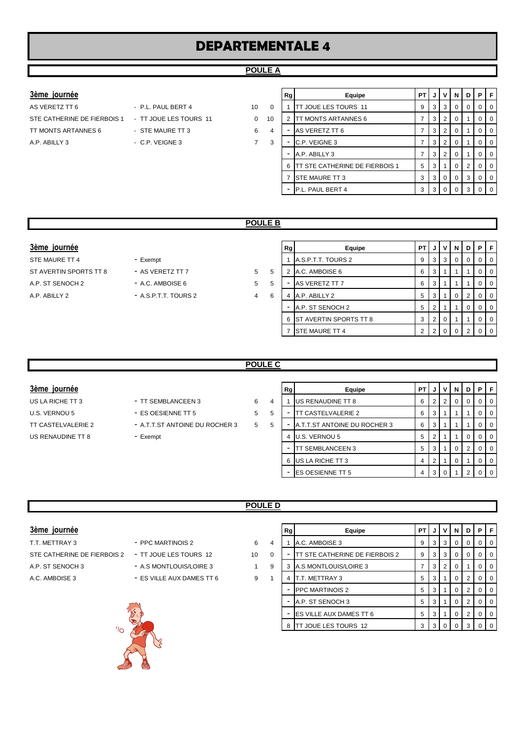# DEPARTEMENTALE 4

## POULE A

### 3ème journée

| | | | |
|---|---|---|---|
| AS VERETZ TT 6 | - P.L. PAUL BERT 4 | 10 | 0 |
| STE CATHERINE DE FIERBOIS 1 | - TT JOUE LES TOURS 11 | 0 | 10 |
| TT MONTS ARTANNES 6 | - STE MAURE TT 3 | 6 | 4 |
| A.P. ABILLY 3 | - C.P. VEIGNE 3 | 7 | 3 |

| Rg | Equipe | PT | J | V | N | D | P | F |
|---|---|---|---|---|---|---|---|---|
| 1 | TT JOUE LES TOURS 11 | 9 | 3 | 3 | 0 | 0 | 0 | 0 |
| 2 | TT MONTS ARTANNES 6 | 7 | 3 | 2 | 0 | 1 | 0 | 0 |
| - | AS VERETZ TT 6 | 7 | 3 | 2 | 0 | 1 | 0 | 0 |
| - | C.P. VEIGNE 3 | 7 | 3 | 2 | 0 | 1 | 0 | 0 |
| - | A.P. ABILLY 3 | 7 | 3 | 2 | 0 | 1 | 0 | 0 |
| 6 | TT STE CATHERINE DE FIERBOIS 1 | 5 | 3 | 1 | 0 | 2 | 0 | 0 |
| 7 | STE MAURE TT 3 | 3 | 3 | 0 | 0 | 3 | 0 | 0 |
| - | P.L. PAUL BERT 4 | 3 | 3 | 0 | 0 | 3 | 0 | 0 |

## POULE B

### 3ème journée

| | | | |
|---|---|---|---|
| STE MAURE TT 4 | - Exempt | | |
| ST AVERTIN SPORTS TT 8 | - AS VERETZ TT 7 | 5 | 5 |
| A.P. ST SENOCH 2 | - A.C. AMBOISE 6 | 5 | 5 |
| A.P. ABILLY 2 | - A.S.P.T.T. TOURS 2 | 4 | 6 |

| Rg | Equipe | PT | J | V | N | D | P | F |
|---|---|---|---|---|---|---|---|---|
| 1 | A.S.P.T.T. TOURS 2 | 9 | 3 | 3 | 0 | 0 | 0 | 0 |
| 2 | A.C. AMBOISE 6 | 6 | 3 | 1 | 1 | 1 | 0 | 0 |
| - | AS VERETZ TT 7 | 6 | 3 | 1 | 1 | 1 | 0 | 0 |
| 4 | A.P. ABILLY 2 | 5 | 3 | 1 | 0 | 2 | 0 | 0 |
| - | A.P. ST SENOCH 2 | 5 | 2 | 1 | 1 | 0 | 0 | 0 |
| 6 | ST AVERTIN SPORTS TT 8 | 3 | 2 | 0 | 1 | 1 | 0 | 0 |
| 7 | STE MAURE TT 4 | 2 | 2 | 0 | 0 | 2 | 0 | 0 |

## POULE C

### 3ème journée

| | | | |
|---|---|---|---|
| US LA RICHE TT 3 | - TT SEMBLANCEEN 3 | 6 | 4 |
| U.S. VERNOU 5 | - ES OESIENNE TT 5 | 5 | 5 |
| TT CASTELVALERIE 2 | - A.T.T.ST ANTOINE DU ROCHER 3 | 5 | 5 |
| US RENAUDINE TT 8 | - Exempt | | |

| Rg | Equipe | PT | J | V | N | D | P | F |
|---|---|---|---|---|---|---|---|---|
| 1 | US RENAUDINE TT 8 | 6 | 2 | 2 | 0 | 0 | 0 | 0 |
| - | TT CASTELVALERIE 2 | 6 | 3 | 1 | 1 | 1 | 0 | 0 |
| - | A.T.T.ST ANTOINE DU ROCHER 3 | 6 | 3 | 1 | 1 | 1 | 0 | 0 |
| 4 | U.S. VERNOU 5 | 5 | 2 | 1 | 1 | 0 | 0 | 0 |
| - | TT SEMBLANCEEN 3 | 5 | 3 | 1 | 0 | 2 | 0 | 0 |
| 6 | US LA RICHE TT 3 | 4 | 2 | 1 | 0 | 1 | 0 | 0 |
| - | ES OESIENNE TT 5 | 4 | 3 | 0 | 1 | 2 | 0 | 0 |

## POULE D

### 3ème journée

| | | | |
|---|---|---|---|
| T.T. METTRAY 3 | - PPC MARTINOIS 2 | 6 | 4 |
| STE CATHERINE DE FIERBOIS 2 | - TT JOUE LES TOURS 12 | 10 | 0 |
| A.P. ST SENOCH 3 | - A.S MONTLOUIS/LOIRE 3 | 1 | 9 |
| A.C. AMBOISE 3 | - ES VILLE AUX DAMES TT 6 | 9 | 1 |

| Rg | Equipe | PT | J | V | N | D | P | F |
|---|---|---|---|---|---|---|---|---|
| 1 | A.C. AMBOISE 3 | 9 | 3 | 3 | 0 | 0 | 0 | 0 |
| - | TT STE CATHERINE DE FIERBOIS 2 | 9 | 3 | 3 | 0 | 0 | 0 | 0 |
| 3 | A.S MONTLOUIS/LOIRE 3 | 7 | 3 | 2 | 0 | 1 | 0 | 0 |
| 4 | T.T. METTRAY 3 | 5 | 3 | 1 | 0 | 2 | 0 | 0 |
| - | PPC MARTINOIS 2 | 5 | 3 | 1 | 0 | 2 | 0 | 0 |
| - | A.P. ST SENOCH 3 | 5 | 3 | 1 | 0 | 2 | 0 | 0 |
| - | ES VILLE AUX DAMES TT 6 | 5 | 3 | 1 | 0 | 2 | 0 | 0 |
| 8 | TT JOUE LES TOURS 12 | 3 | 3 | 0 | 0 | 3 | 0 | 0 |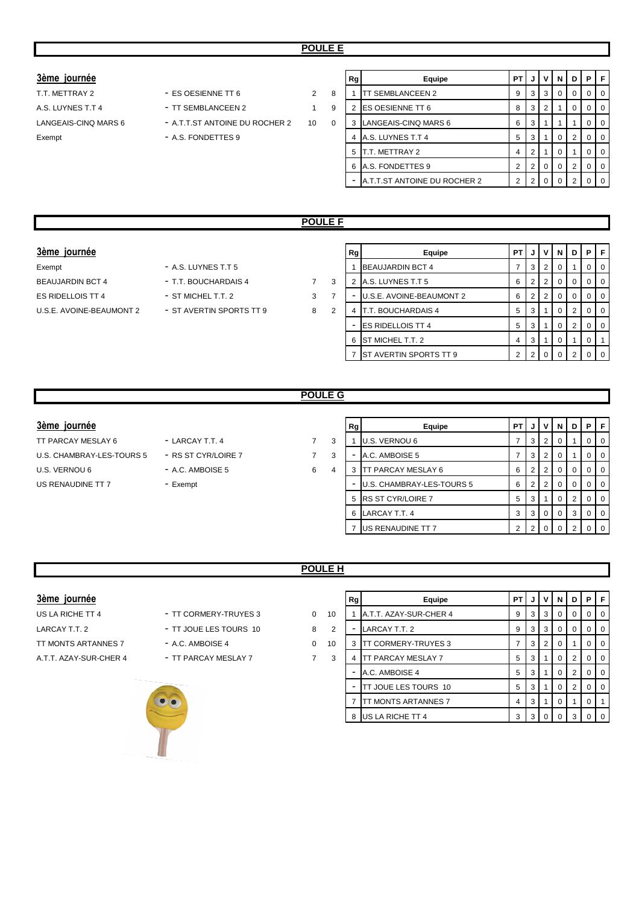## POULE E

### 3ème journée

| | | | |
|---|---|---|---|
| T.T. METTRAY 2 | - ES OESIENNE TT 6 | 2 | 8 |
| A.S. LUYNES T.T 4 | - TT SEMBLANCEEN 2 | 1 | 9 |
| LANGEAIS-CINQ MARS 6 | - A.T.T.ST ANTOINE DU ROCHER 2 | 10 | 0 |
| Exempt | - A.S. FONDETTES 9 | | |

| Rg | Equipe | PT | J | V | N | D | P | F |
|---|---|---|---|---|---|---|---|---|
| 1 | TT SEMBLANCEEN 2 | 9 | 3 | 3 | 0 | 0 | 0 | 0 |
| 2 | ES OESIENNE TT 6 | 8 | 3 | 2 | 1 | 0 | 0 | 0 |
| 3 | LANGEAIS-CINQ MARS 6 | 6 | 3 | 1 | 1 | 1 | 0 | 0 |
| 4 | A.S. LUYNES T.T 4 | 5 | 3 | 1 | 0 | 2 | 0 | 0 |
| 5 | T.T. METTRAY 2 | 4 | 2 | 1 | 0 | 1 | 0 | 0 |
| 6 | A.S. FONDETTES 9 | 2 | 2 | 0 | 0 | 2 | 0 | 0 |
| - | A.T.T.ST ANTOINE DU ROCHER 2 | 2 | 2 | 0 | 0 | 2 | 0 | 0 |

## POULE F

### 3ème journée

| | | | |
|---|---|---|---|
| Exempt | - A.S. LUYNES T.T 5 | | |
| BEAUJARDIN BCT 4 | - T.T. BOUCHARDAIS 4 | 7 | 3 |
| ES RIDELLOIS TT 4 | - ST MICHEL T.T. 2 | 3 | 7 |
| U.S.E. AVOINE-BEAUMONT 2 | - ST AVERTIN SPORTS TT 9 | 8 | 2 |

| Rg | Equipe | PT | J | V | N | D | P | F |
|---|---|---|---|---|---|---|---|---|
| 1 | BEAUJARDIN BCT 4 | 7 | 3 | 2 | 0 | 1 | 0 | 0 |
| 2 | A.S. LUYNES T.T 5 | 6 | 2 | 2 | 0 | 0 | 0 | 0 |
| - | U.S.E. AVOINE-BEAUMONT 2 | 6 | 2 | 2 | 0 | 0 | 0 | 0 |
| 4 | T.T. BOUCHARDAIS 4 | 5 | 3 | 1 | 0 | 2 | 0 | 0 |
| - | ES RIDELLOIS TT 4 | 5 | 3 | 1 | 0 | 2 | 0 | 0 |
| 6 | ST MICHEL T.T. 2 | 4 | 3 | 1 | 0 | 1 | 0 | 1 |
| 7 | ST AVERTIN SPORTS TT 9 | 2 | 2 | 0 | 0 | 2 | 0 | 0 |

## POULE G

### 3ème journée

| | | | |
|---|---|---|---|
| TT PARCAY MESLAY 6 | - LARCAY T.T. 4 | 7 | 3 |
| U.S. CHAMBRAY-LES-TOURS 5 | - RS ST CYR/LOIRE 7 | 7 | 3 |
| U.S. VERNOU 6 | - A.C. AMBOISE 5 | 6 | 4 |
| US RENAUDINE TT 7 | - Exempt | | |

| Rg | Equipe | PT | J | V | N | D | P | F |
|---|---|---|---|---|---|---|---|---|
| 1 | U.S. VERNOU 6 | 7 | 3 | 2 | 0 | 1 | 0 | 0 |
| - | A.C. AMBOISE 5 | 7 | 3 | 2 | 0 | 1 | 0 | 0 |
| 3 | TT PARCAY MESLAY 6 | 6 | 2 | 2 | 0 | 0 | 0 | 0 |
| - | U.S. CHAMBRAY-LES-TOURS 5 | 6 | 2 | 2 | 0 | 0 | 0 | 0 |
| 5 | RS ST CYR/LOIRE 7 | 5 | 3 | 1 | 0 | 2 | 0 | 0 |
| 6 | LARCAY T.T. 4 | 3 | 3 | 0 | 0 | 3 | 0 | 0 |
| 7 | US RENAUDINE TT 7 | 2 | 2 | 0 | 0 | 2 | 0 | 0 |

## POULE H

### 3ème journée

| | | | |
|---|---|---|---|
| US LA RICHE TT 4 | - TT CORMERY-TRUYES 3 | 0 | 10 |
| LARCAY T.T. 2 | - TT JOUE LES TOURS 10 | 8 | 2 |
| TT MONTS ARTANNES 7 | - A.C. AMBOISE 4 | 0 | 10 |
| A.T.T. AZAY-SUR-CHER 4 | - TT PARCAY MESLAY 7 | 7 | 3 |

| Rg | Equipe | PT | J | V | N | D | P | F |
|---|---|---|---|---|---|---|---|---|
| 1 | A.T.T. AZAY-SUR-CHER 4 | 9 | 3 | 3 | 0 | 0 | 0 | 0 |
| - | LARCAY T.T. 2 | 9 | 3 | 3 | 0 | 0 | 0 | 0 |
| 3 | TT CORMERY-TRUYES 3 | 7 | 3 | 2 | 0 | 1 | 0 | 0 |
| 4 | TT PARCAY MESLAY 7 | 5 | 3 | 1 | 0 | 2 | 0 | 0 |
| - | A.C. AMBOISE 4 | 5 | 3 | 1 | 0 | 2 | 0 | 0 |
| - | TT JOUE LES TOURS 10 | 5 | 3 | 1 | 0 | 2 | 0 | 0 |
| 7 | TT MONTS ARTANNES 7 | 4 | 3 | 1 | 0 | 1 | 0 | 1 |
| 8 | US LA RICHE TT 4 | 3 | 3 | 0 | 0 | 3 | 0 | 0 |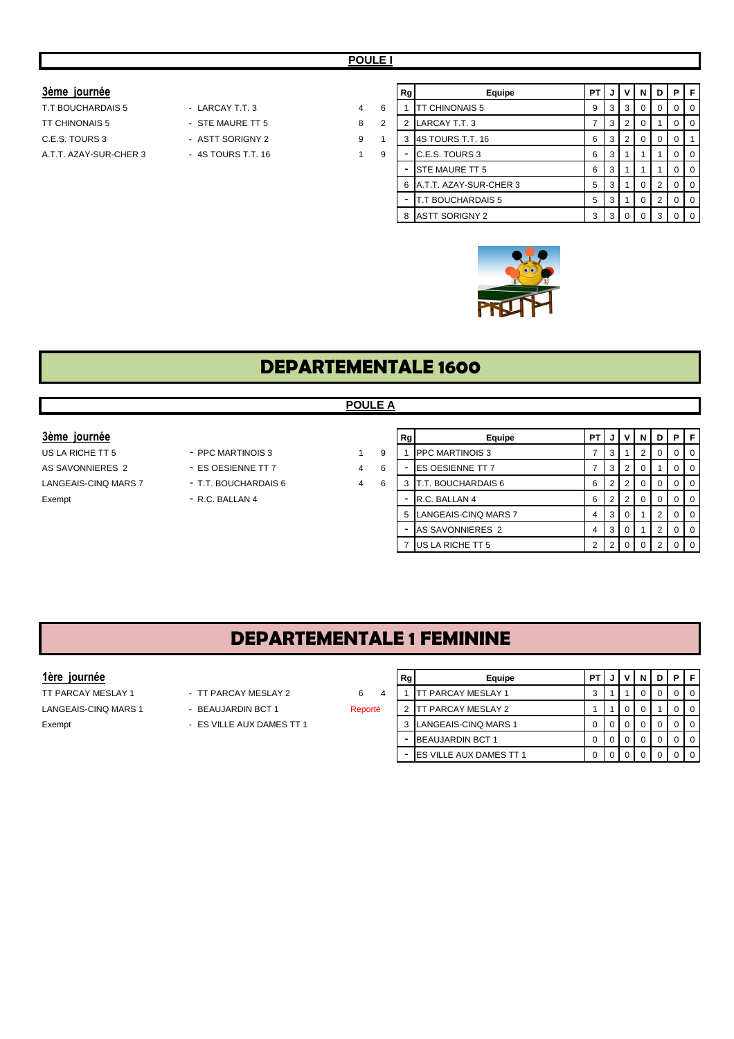## POULE I

### 3ème journée

| | | | |
|---|---|---|---|
| T.T BOUCHARDAIS 5 | - LARCAY T.T. 3 | 4 | 6 |
| TT CHINONAIS 5 | - STE MAURE TT 5 | 8 | 2 |
| C.E.S. TOURS 3 | - ASTT SORIGNY 2 | 9 | 1 |
| A.T.T. AZAY-SUR-CHER 3 | - 4S TOURS T.T. 16 | 1 | 9 |

| Rg | Equipe | PT | J | V | N | D | P | F |
|---|---|---|---|---|---|---|---|---|
| 1 | TT CHINONAIS 5 | 9 | 3 | 3 | 0 | 0 | 0 | 0 |
| 2 | LARCAY T.T. 3 | 7 | 3 | 2 | 0 | 1 | 0 | 0 |
| 3 | 4S TOURS T.T. 16 | 6 | 3 | 2 | 0 | 0 | 0 | 1 |
| - | C.E.S. TOURS 3 | 6 | 3 | 1 | 1 | 1 | 0 | 0 |
| - | STE MAURE TT 5 | 6 | 3 | 1 | 1 | 1 | 0 | 0 |
| 6 | A.T.T. AZAY-SUR-CHER 3 | 5 | 3 | 1 | 0 | 2 | 0 | 0 |
| - | T.T BOUCHARDAIS 5 | 5 | 3 | 1 | 0 | 2 | 0 | 0 |
| 8 | ASTT SORIGNY 2 | 3 | 3 | 0 | 0 | 3 | 0 | 0 |

# DEPARTEMENTALE 1600

## POULE A

### 3ème journée

| | | | |
|---|---|---|---|
| US LA RICHE TT 5 | - PPC MARTINOIS 3 | 1 | 9 |
| AS SAVONNIERES 2 | - ES OESIENNE TT 7 | 4 | 6 |
| LANGEAIS-CINQ MARS 7 | - T.T. BOUCHARDAIS 6 | 4 | 6 |
| Exempt | - R.C. BALLAN 4 | | |

| Rg | Equipe | PT | J | V | N | D | P | F |
|---|---|---|---|---|---|---|---|---|
| 1 | PPC MARTINOIS 3 | 7 | 3 | 1 | 2 | 0 | 0 | 0 |
| - | ES OESIENNE TT 7 | 7 | 3 | 2 | 0 | 1 | 0 | 0 |
| 3 | T.T. BOUCHARDAIS 6 | 6 | 2 | 2 | 0 | 0 | 0 | 0 |
| - | R.C. BALLAN 4 | 6 | 2 | 2 | 0 | 0 | 0 | 0 |
| 5 | LANGEAIS-CINQ MARS 7 | 4 | 3 | 0 | 1 | 2 | 0 | 0 |
| - | AS SAVONNIERES 2 | 4 | 3 | 0 | 1 | 2 | 0 | 0 |
| 7 | US LA RICHE TT 5 | 2 | 2 | 0 | 0 | 2 | 0 | 0 |

# DEPARTEMENTALE 1 FEMININE

### 1ère journée

| | | | |
|---|---|---|---|
| TT PARCAY MESLAY 1 | - TT PARCAY MESLAY 2 | 6 | 4 |
| LANGEAIS-CINQ MARS 1 | - BEAUJARDIN BCT 1 | Reporté | |
| Exempt | - ES VILLE AUX DAMES TT 1 | | |

| Rg | Equipe | PT | J | V | N | D | P | F |
|---|---|---|---|---|---|---|---|---|
| 1 | TT PARCAY MESLAY 1 | 3 | 1 | 1 | 0 | 0 | 0 | 0 |
| 2 | TT PARCAY MESLAY 2 | 1 | 1 | 0 | 0 | 1 | 0 | 0 |
| 3 | LANGEAIS-CINQ MARS 1 | 0 | 0 | 0 | 0 | 0 | 0 | 0 |
| - | BEAUJARDIN BCT 1 | 0 | 0 | 0 | 0 | 0 | 0 | 0 |
| - | ES VILLE AUX DAMES TT 1 | 0 | 0 | 0 | 0 | 0 | 0 | 0 |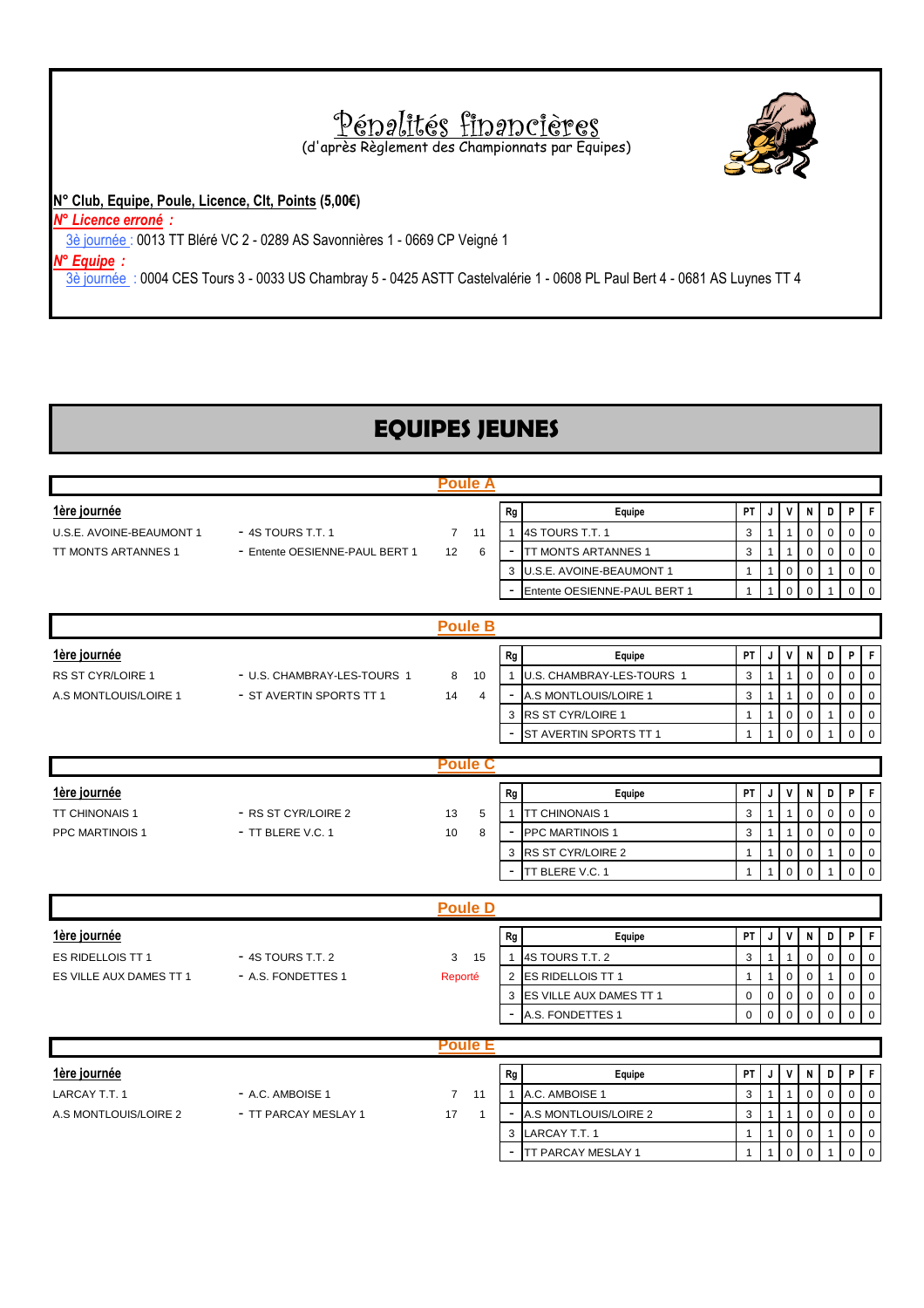# Pénalités financières

(d'après Règlement des Championnats par Equipes)

**N° Club, Equipe, Poule, Licence, Clt, Points (5,00€)**

***N° Licence erroné :***

3è journée : 0013 TT Bléré VC 2 - 0289 AS Savonnières 1 - 0669 CP Veigné 1

***N° Equipe :***

3è journée : 0004 CES Tours 3 - 0033 US Chambray 5 - 0425 ASTT Castelvalérie 1 - 0608 PL Paul Bert 4 - 0681 AS Luynes TT 4

# EQUIPES JEUNES

## Poule A

**1ère journée**

| | | | |
|---|---|---|---|
| U.S.E. AVOINE-BEAUMONT 1 | - 4S TOURS T.T. 1 | 7 | 11 |
| TT MONTS ARTANNES 1 | - Entente OESIENNE-PAUL BERT 1 | 12 | 6 |

| Rg | Equipe | PT | J | V | N | D | P | F |
|---|---|---|---|---|---|---|---|---|
| 1 | 4S TOURS T.T. 1 | 3 | 1 | 1 | 0 | 0 | 0 | 0 |
| - | TT MONTS ARTANNES 1 | 3 | 1 | 1 | 0 | 0 | 0 | 0 |
| 3 | U.S.E. AVOINE-BEAUMONT 1 | 1 | 1 | 0 | 0 | 1 | 0 | 0 |
| - | Entente OESIENNE-PAUL BERT 1 | 1 | 1 | 0 | 0 | 1 | 0 | 0 |

## Poule B

**1ère journée**

| | | | |
|---|---|---|---|
| RS ST CYR/LOIRE 1 | - U.S. CHAMBRAY-LES-TOURS 1 | 8 | 10 |
| A.S MONTLOUIS/LOIRE 1 | - ST AVERTIN SPORTS TT 1 | 14 | 4 |

| Rg | Equipe | PT | J | V | N | D | P | F |
|---|---|---|---|---|---|---|---|---|
| 1 | U.S. CHAMBRAY-LES-TOURS 1 | 3 | 1 | 1 | 0 | 0 | 0 | 0 |
| - | A.S MONTLOUIS/LOIRE 1 | 3 | 1 | 1 | 0 | 0 | 0 | 0 |
| 3 | RS ST CYR/LOIRE 1 | 1 | 1 | 0 | 0 | 1 | 0 | 0 |
| - | ST AVERTIN SPORTS TT 1 | 1 | 1 | 0 | 0 | 1 | 0 | 0 |

## Poule C

**1ère journée**

| | | | |
|---|---|---|---|
| TT CHINONAIS 1 | - RS ST CYR/LOIRE 2 | 13 | 5 |
| PPC MARTINOIS 1 | - TT BLERE V.C. 1 | 10 | 8 |

| Rg | Equipe | PT | J | V | N | D | P | F |
|---|---|---|---|---|---|---|---|---|
| 1 | TT CHINONAIS 1 | 3 | 1 | 1 | 0 | 0 | 0 | 0 |
| - | PPC MARTINOIS 1 | 3 | 1 | 1 | 0 | 0 | 0 | 0 |
| 3 | RS ST CYR/LOIRE 2 | 1 | 1 | 0 | 0 | 1 | 0 | 0 |
| - | TT BLERE V.C. 1 | 1 | 1 | 0 | 0 | 1 | 0 | 0 |

## Poule D

**1ère journée**

| | | | |
|---|---|---|---|
| ES RIDELLOIS TT 1 | - 4S TOURS T.T. 2 | 3 | 15 |
| ES VILLE AUX DAMES TT 1 | - A.S. FONDETTES 1 | Reporté | |

| Rg | Equipe | PT | J | V | N | D | P | F |
|---|---|---|---|---|---|---|---|---|
| 1 | 4S TOURS T.T. 2 | 3 | 1 | 1 | 0 | 0 | 0 | 0 |
| 2 | ES RIDELLOIS TT 1 | 1 | 1 | 0 | 0 | 1 | 0 | 0 |
| 3 | ES VILLE AUX DAMES TT 1 | 0 | 0 | 0 | 0 | 0 | 0 | 0 |
| - | A.S. FONDETTES 1 | 0 | 0 | 0 | 0 | 0 | 0 | 0 |

## Poule E

**1ère journée**

| | | | |
|---|---|---|---|
| LARCAY T.T. 1 | - A.C. AMBOISE 1 | 7 | 11 |
| A.S MONTLOUIS/LOIRE 2 | - TT PARCAY MESLAY 1 | 17 | 1 |

| Rg | Equipe | PT | J | V | N | D | P | F |
|---|---|---|---|---|---|---|---|---|
| 1 | A.C. AMBOISE 1 | 3 | 1 | 1 | 0 | 0 | 0 | 0 |
| - | A.S MONTLOUIS/LOIRE 2 | 3 | 1 | 1 | 0 | 0 | 0 | 0 |
| 3 | LARCAY T.T. 1 | 1 | 1 | 0 | 0 | 1 | 0 | 0 |
| - | TT PARCAY MESLAY 1 | 1 | 1 | 0 | 0 | 1 | 0 | 0 |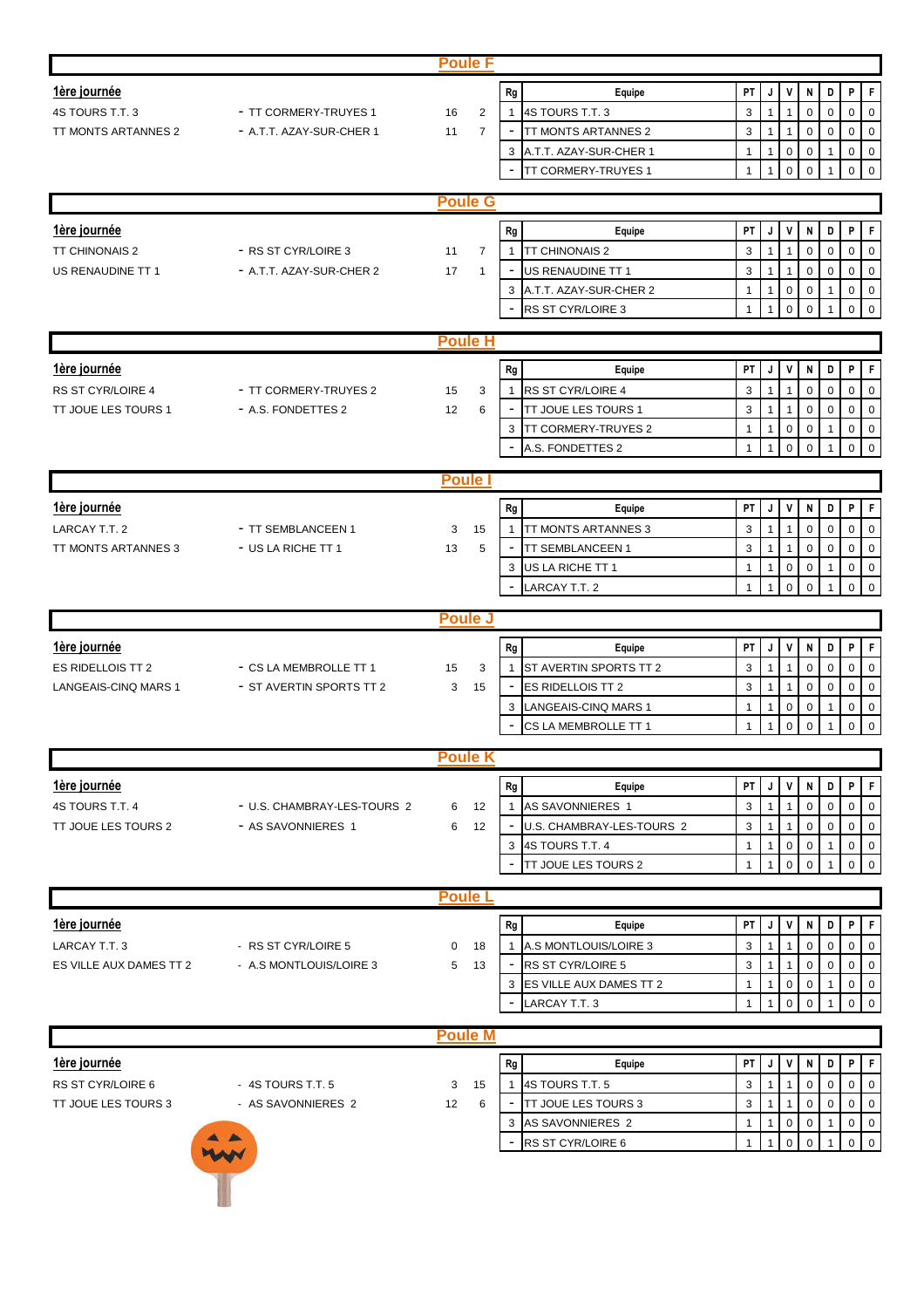## Poule F

**1ère journée**

| | | | |
|---|---|---|---|
| 4S TOURS T.T. 3 | - TT CORMERY-TRUYES 1 | 16 | 2 |
| TT MONTS ARTANNES 2 | - A.T.T. AZAY-SUR-CHER 1 | 11 | 7 |

| Rg | Equipe | PT | J | V | N | D | P | F |
|---|---|---|---|---|---|---|---|---|
| 1 | 4S TOURS T.T. 3 | 3 | 1 | 1 | 0 | 0 | 0 | 0 |
| - | TT MONTS ARTANNES 2 | 3 | 1 | 1 | 0 | 0 | 0 | 0 |
| 3 | A.T.T. AZAY-SUR-CHER 1 | 1 | 1 | 0 | 0 | 1 | 0 | 0 |
| - | TT CORMERY-TRUYES 1 | 1 | 1 | 0 | 0 | 1 | 0 | 0 |

## Poule G

**1ère journée**

| | | | |
|---|---|---|---|
| TT CHINONAIS 2 | - RS ST CYR/LOIRE 3 | 11 | 7 |
| US RENAUDINE TT 1 | - A.T.T. AZAY-SUR-CHER 2 | 17 | 1 |

| Rg | Equipe | PT | J | V | N | D | P | F |
|---|---|---|---|---|---|---|---|---|
| 1 | TT CHINONAIS 2 | 3 | 1 | 1 | 0 | 0 | 0 | 0 |
| - | US RENAUDINE TT 1 | 3 | 1 | 1 | 0 | 0 | 0 | 0 |
| 3 | A.T.T. AZAY-SUR-CHER 2 | 1 | 1 | 0 | 0 | 1 | 0 | 0 |
| - | RS ST CYR/LOIRE 3 | 1 | 1 | 0 | 0 | 1 | 0 | 0 |

## Poule H

**1ère journée**

| | | | |
|---|---|---|---|
| RS ST CYR/LOIRE 4 | - TT CORMERY-TRUYES 2 | 15 | 3 |
| TT JOUE LES TOURS 1 | - A.S. FONDETTES 2 | 12 | 6 |

| Rg | Equipe | PT | J | V | N | D | P | F |
|---|---|---|---|---|---|---|---|---|
| 1 | RS ST CYR/LOIRE 4 | 3 | 1 | 1 | 0 | 0 | 0 | 0 |
| - | TT JOUE LES TOURS 1 | 3 | 1 | 1 | 0 | 0 | 0 | 0 |
| 3 | TT CORMERY-TRUYES 2 | 1 | 1 | 0 | 0 | 1 | 0 | 0 |
| - | A.S. FONDETTES 2 | 1 | 1 | 0 | 0 | 1 | 0 | 0 |

## Poule I

**1ère journée**

| | | | |
|---|---|---|---|
| LARCAY T.T. 2 | - TT SEMBLANCEEN 1 | 3 | 15 |
| TT MONTS ARTANNES 3 | - US LA RICHE TT 1 | 13 | 5 |

| Rg | Equipe | PT | J | V | N | D | P | F |
|---|---|---|---|---|---|---|---|---|
| 1 | TT MONTS ARTANNES 3 | 3 | 1 | 1 | 0 | 0 | 0 | 0 |
| - | TT SEMBLANCEEN 1 | 3 | 1 | 1 | 0 | 0 | 0 | 0 |
| 3 | US LA RICHE TT 1 | 1 | 1 | 0 | 0 | 1 | 0 | 0 |
| - | LARCAY T.T. 2 | 1 | 1 | 0 | 0 | 1 | 0 | 0 |

## Poule J

**1ère journée**

| | | | |
|---|---|---|---|
| ES RIDELLOIS TT 2 | - CS LA MEMBROLLE TT 1 | 15 | 3 |
| LANGEAIS-CINQ MARS 1 | - ST AVERTIN SPORTS TT 2 | 3 | 15 |

| Rg | Equipe | PT | J | V | N | D | P | F |
|---|---|---|---|---|---|---|---|---|
| 1 | ST AVERTIN SPORTS TT 2 | 3 | 1 | 1 | 0 | 0 | 0 | 0 |
| - | ES RIDELLOIS TT 2 | 3 | 1 | 1 | 0 | 0 | 0 | 0 |
| 3 | LANGEAIS-CINQ MARS 1 | 1 | 1 | 0 | 0 | 1 | 0 | 0 |
| - | CS LA MEMBROLLE TT 1 | 1 | 1 | 0 | 0 | 1 | 0 | 0 |

## Poule K

**1ère journée**

| | | | |
|---|---|---|---|
| 4S TOURS T.T. 4 | - U.S. CHAMBRAY-LES-TOURS 2 | 6 | 12 |
| TT JOUE LES TOURS 2 | - AS SAVONNIERES 1 | 6 | 12 |

| Rg | Equipe | PT | J | V | N | D | P | F |
|---|---|---|---|---|---|---|---|---|
| 1 | AS SAVONNIERES 1 | 3 | 1 | 1 | 0 | 0 | 0 | 0 |
| - | U.S. CHAMBRAY-LES-TOURS 2 | 3 | 1 | 1 | 0 | 0 | 0 | 0 |
| 3 | 4S TOURS T.T. 4 | 1 | 1 | 0 | 0 | 1 | 0 | 0 |
| - | TT JOUE LES TOURS 2 | 1 | 1 | 0 | 0 | 1 | 0 | 0 |

## Poule L

**1ère journée**

| | | | |
|---|---|---|---|
| LARCAY T.T. 3 | - RS ST CYR/LOIRE 5 | 0 | 18 |
| ES VILLE AUX DAMES TT 2 | - A.S MONTLOUIS/LOIRE 3 | 5 | 13 |

| Rg | Equipe | PT | J | V | N | D | P | F |
|---|---|---|---|---|---|---|---|---|
| 1 | A.S MONTLOUIS/LOIRE 3 | 3 | 1 | 1 | 0 | 0 | 0 | 0 |
| - | RS ST CYR/LOIRE 5 | 3 | 1 | 1 | 0 | 0 | 0 | 0 |
| 3 | ES VILLE AUX DAMES TT 2 | 1 | 1 | 0 | 0 | 1 | 0 | 0 |
| - | LARCAY T.T. 3 | 1 | 1 | 0 | 0 | 1 | 0 | 0 |

## Poule M

**1ère journée**

| | | | |
|---|---|---|---|
| RS ST CYR/LOIRE 6 | - 4S TOURS T.T. 5 | 3 | 15 |
| TT JOUE LES TOURS 3 | - AS SAVONNIERES 2 | 12 | 6 |

| Rg | Equipe | PT | J | V | N | D | P | F |
|---|---|---|---|---|---|---|---|---|
| 1 | 4S TOURS T.T. 5 | 3 | 1 | 1 | 0 | 0 | 0 | 0 |
| - | TT JOUE LES TOURS 3 | 3 | 1 | 1 | 0 | 0 | 0 | 0 |
| 3 | AS SAVONNIERES 2 | 1 | 1 | 0 | 0 | 1 | 0 | 0 |
| - | RS ST CYR/LOIRE 6 | 1 | 1 | 0 | 0 | 1 | 0 | 0 |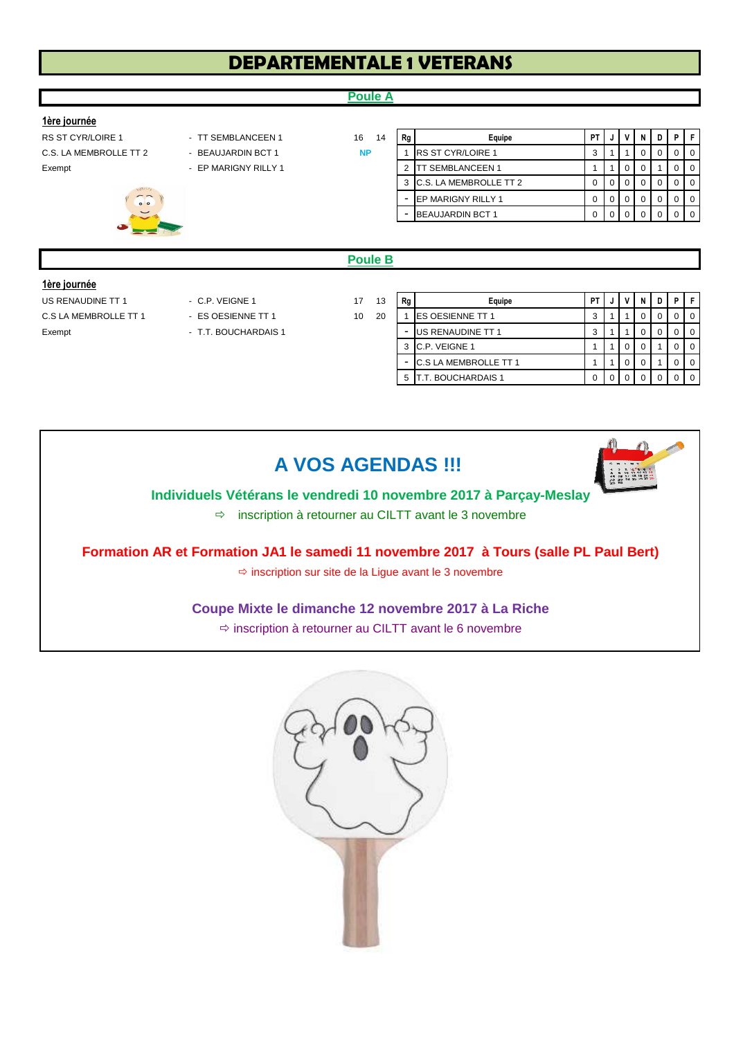# DEPARTEMENTALE 1 VETERANS

## Poule A

**1ère journée**

| | | | |
|---|---|---|---|
| RS ST CYR/LOIRE 1 | - TT SEMBLANCEEN 1 | 16 | 14 |
| C.S. LA MEMBROLLE TT 2 | - BEAUJARDIN BCT 1 | NP | |
| Exempt | - EP MARIGNY RILLY 1 | | |

| Rg | Equipe | PT | J | V | N | D | P | F |
|---|---|---|---|---|---|---|---|---|
| 1 | RS ST CYR/LOIRE 1 | 3 | 1 | 1 | 0 | 0 | 0 | 0 |
| 2 | TT SEMBLANCEEN 1 | 1 | 1 | 0 | 0 | 1 | 0 | 0 |
| 3 | C.S. LA MEMBROLLE TT 2 | 0 | 0 | 0 | 0 | 0 | 0 | 0 |
| - | EP MARIGNY RILLY 1 | 0 | 0 | 0 | 0 | 0 | 0 | 0 |
| - | BEAUJARDIN BCT 1 | 0 | 0 | 0 | 0 | 0 | 0 | 0 |

## Poule B

**1ère journée**

| | | | |
|---|---|---|---|
| US RENAUDINE TT 1 | - C.P. VEIGNE 1 | 17 | 13 |
| C.S LA MEMBROLLE TT 1 | - ES OESIENNE TT 1 | 10 | 20 |
| Exempt | - T.T. BOUCHARDAIS 1 | | |

| Rg | Equipe | PT | J | V | N | D | P | F |
|---|---|---|---|---|---|---|---|---|
| 1 | ES OESIENNE TT 1 | 3 | 1 | 1 | 0 | 0 | 0 | 0 |
| - | US RENAUDINE TT 1 | 3 | 1 | 1 | 0 | 0 | 0 | 0 |
| 3 | C.P. VEIGNE 1 | 1 | 1 | 0 | 0 | 1 | 0 | 0 |
| - | C.S LA MEMBROLLE TT 1 | 1 | 1 | 0 | 0 | 1 | 0 | 0 |
| 5 | T.T. BOUCHARDAIS 1 | 0 | 0 | 0 | 0 | 0 | 0 | 0 |

## A VOS AGENDAS !!!

**Individuels Vétérans le vendredi 10 novembre 2017 à Parçay-Meslay**

⇨ inscription à retourner au CILTT avant le 3 novembre

**Formation AR et Formation JA1 le samedi 11 novembre 2017 à Tours (salle PL Paul Bert)**

⇨ inscription sur site de la Ligue avant le 3 novembre

**Coupe Mixte le dimanche 12 novembre 2017 à La Riche**

⇨ inscription à retourner au CILTT avant le 6 novembre